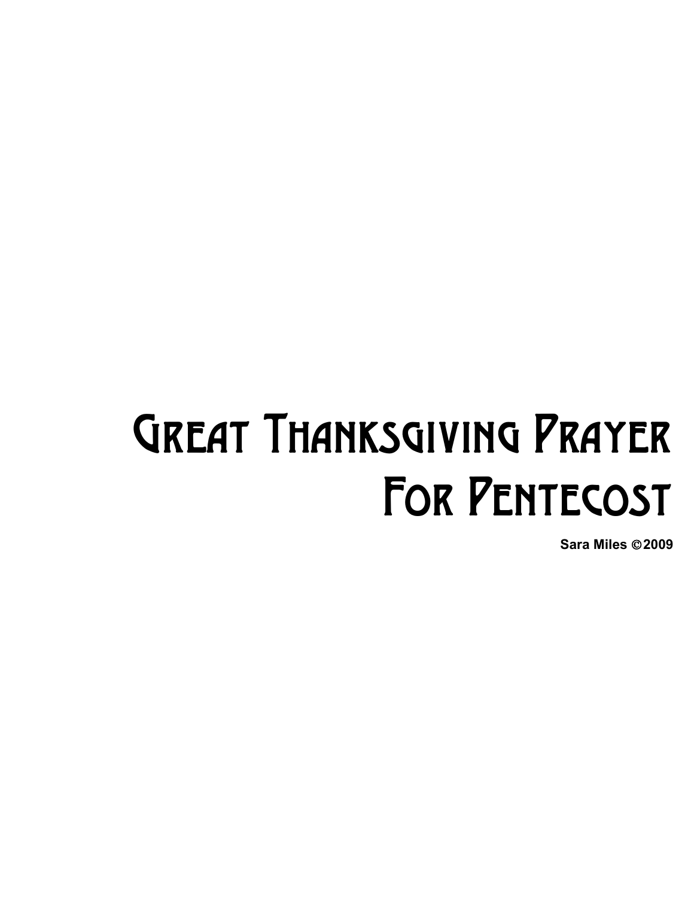# Great Thanksgiving Prayer For Pentecost

**Sara Miles © 2009**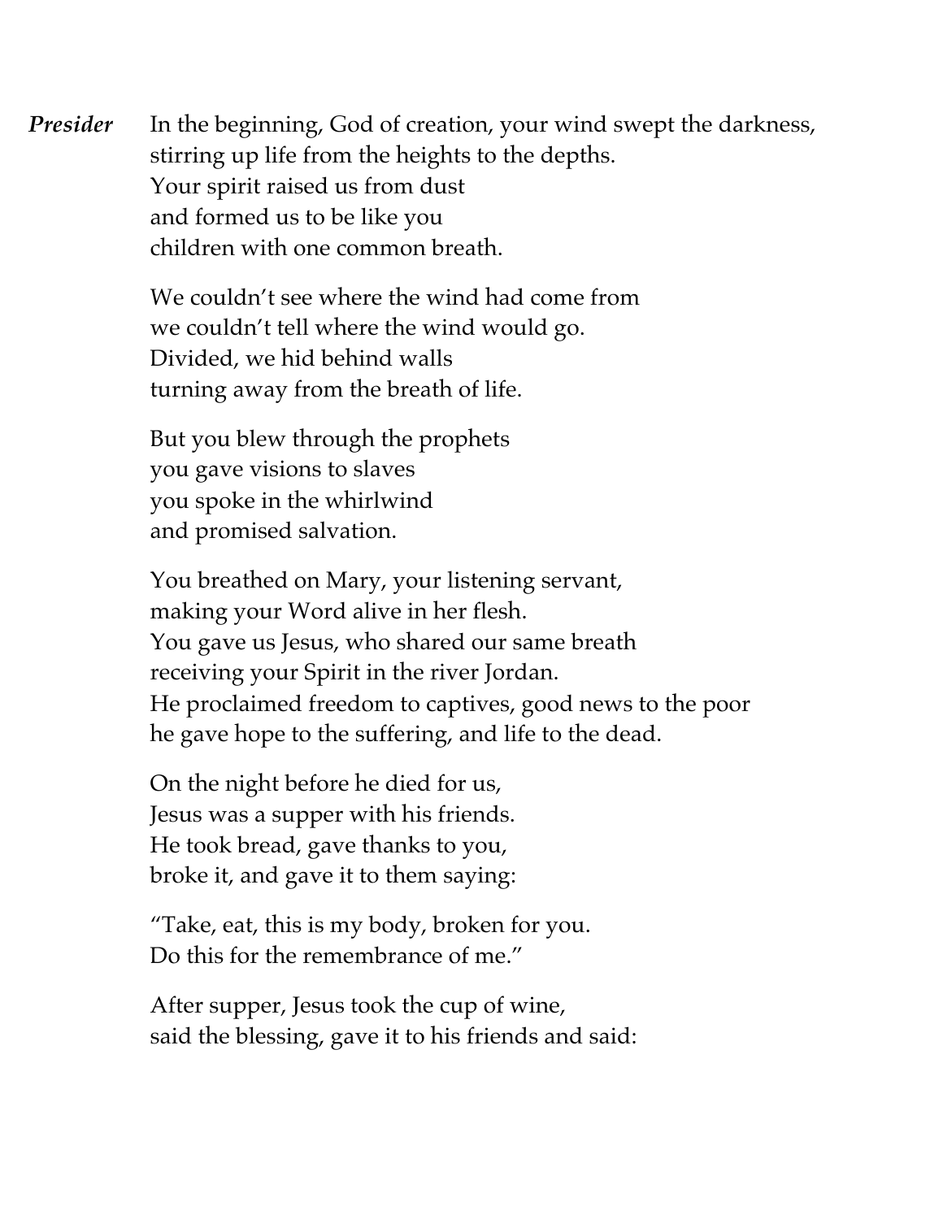***Presider*** In the beginning, God of creation, your wind swept the darkness,
stirring up life from the heights to the depths.
Your spirit raised us from dust
and formed us to be like you
children with one common breath.

We couldn't see where the wind had come from
we couldn't tell where the wind would go.
Divided, we hid behind walls
turning away from the breath of life.

But you blew through the prophets
you gave visions to slaves
you spoke in the whirlwind
and promised salvation.

You breathed on Mary, your listening servant,
making your Word alive in her flesh.
You gave us Jesus, who shared our same breath
receiving your Spirit in the river Jordan.
He proclaimed freedom to captives, good news to the poor
he gave hope to the suffering, and life to the dead.

On the night before he died for us,
Jesus was a supper with his friends.
He took bread, gave thanks to you,
broke it, and gave it to them saying:

"Take, eat, this is my body, broken for you.
Do this for the remembrance of me."

After supper, Jesus took the cup of wine,
said the blessing, gave it to his friends and said: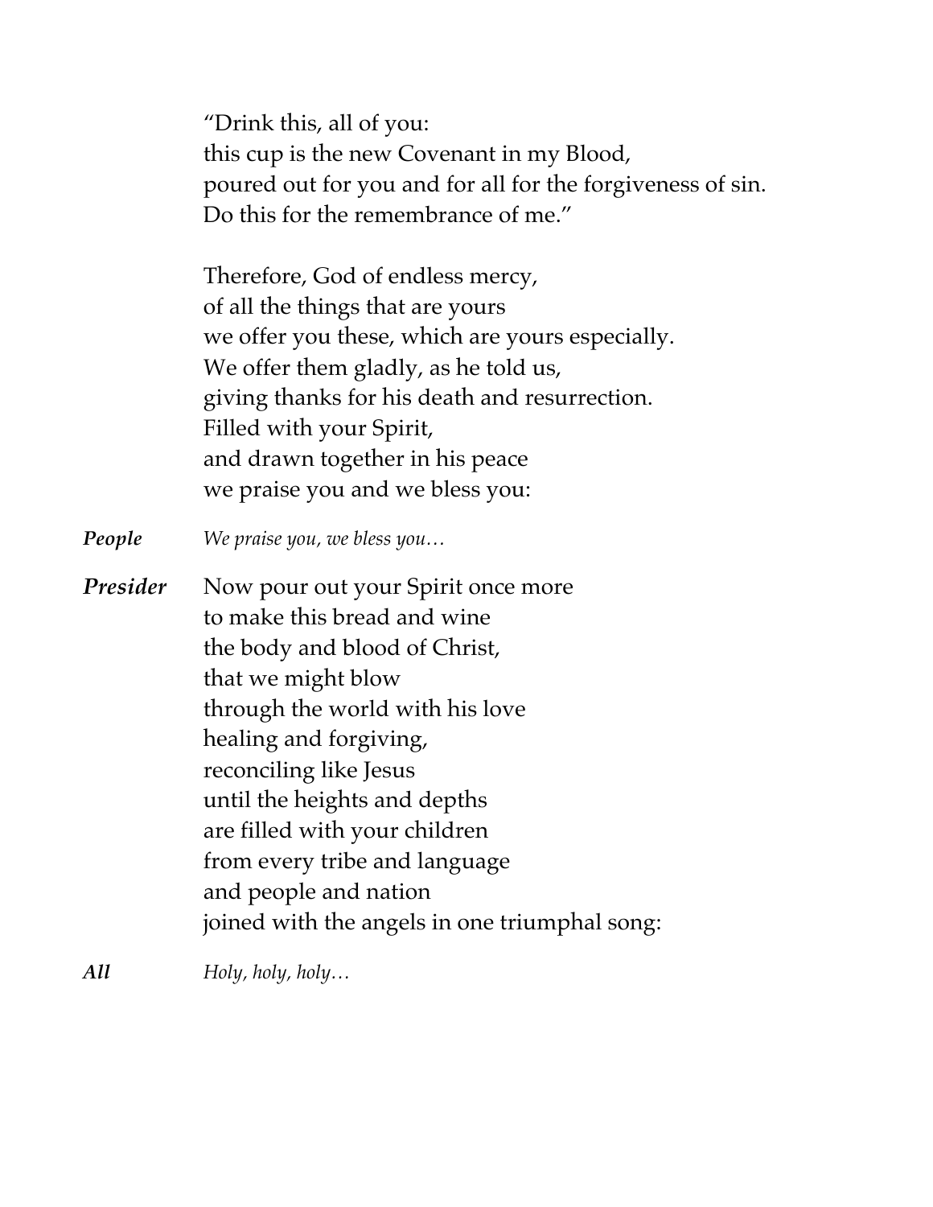"Drink this, all of you:  
this cup is the new Covenant in my Blood,  
poured out for you and for all for the forgiveness of sin.  
Do this for the remembrance of me."

Therefore, God of endless mercy,  
of all the things that are yours  
we offer you these, which are yours especially.  
We offer them gladly, as he told us,  
giving thanks for his death and resurrection.  
Filled with your Spirit,  
and drawn together in his peace  
we praise you and we bless you:

***People*** *We praise you, we bless you…*

***Presider*** Now pour out your Spirit once more  
to make this bread and wine  
the body and blood of Christ,  
that we might blow  
through the world with his love  
healing and forgiving,  
reconciling like Jesus  
until the heights and depths  
are filled with your children  
from every tribe and language  
and people and nation  
joined with the angels in one triumphal song:

***All*** *Holy, holy, holy…*